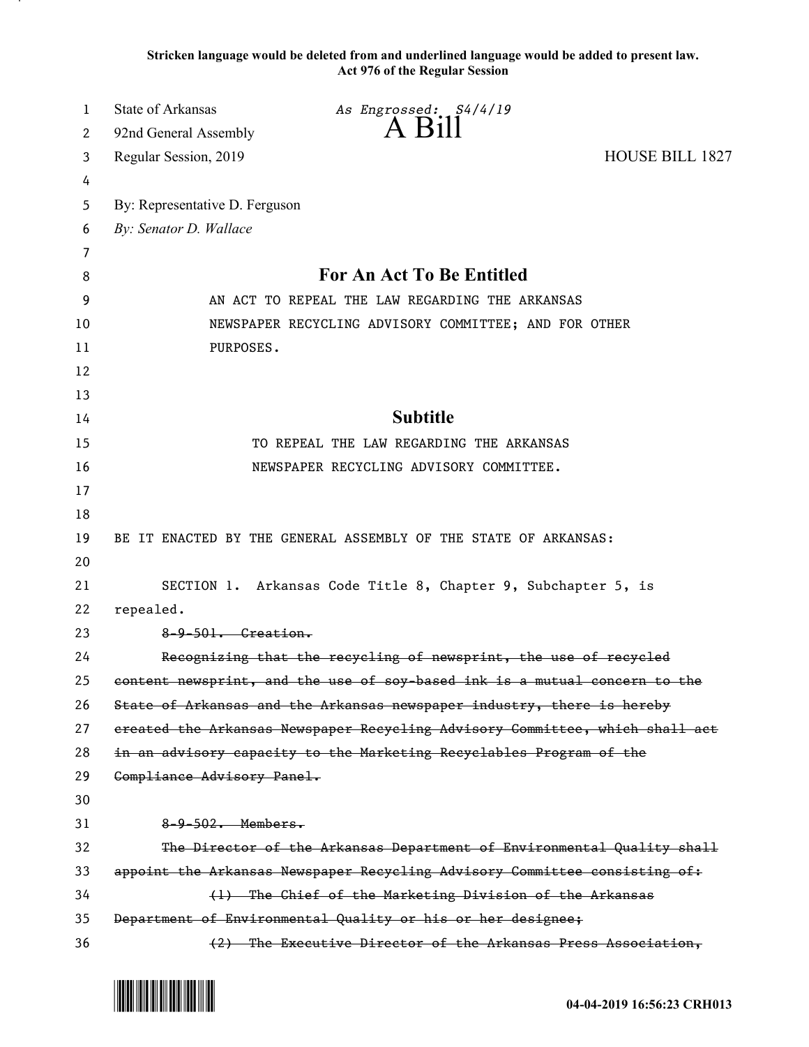**Stricken language would be deleted from and underlined language would be added to present law.**
**Act 976 of the Regular Session**

State of Arkansas *As Engrossed: S4/4/19*
92nd General Assembly **A Bill**
Regular Session, 2019 HOUSE BILL 1827

By: Representative D. Ferguson
*By: Senator D. Wallace*

# For An Act To Be Entitled

AN ACT TO REPEAL THE LAW REGARDING THE ARKANSAS NEWSPAPER RECYCLING ADVISORY COMMITTEE; AND FOR OTHER PURPOSES.

## Subtitle

TO REPEAL THE LAW REGARDING THE ARKANSAS NEWSPAPER RECYCLING ADVISORY COMMITTEE.

BE IT ENACTED BY THE GENERAL ASSEMBLY OF THE STATE OF ARKANSAS:

SECTION 1. Arkansas Code Title 8, Chapter 9, Subchapter 5, is repealed.

~~8-9-501. Creation.~~

~~Recognizing that the recycling of newsprint, the use of recycled content newsprint, and the use of soy-based ink is a mutual concern to the State of Arkansas and the Arkansas newspaper industry, there is hereby created the Arkansas Newspaper Recycling Advisory Committee, which shall act in an advisory capacity to the Marketing Recyclables Program of the Compliance Advisory Panel.~~

~~8-9-502. Members.~~

~~The Director of the Arkansas Department of Environmental Quality shall appoint the Arkansas Newspaper Recycling Advisory Committee consisting of:~~

~~(1) The Chief of the Marketing Division of the Arkansas Department of Environmental Quality or his or her designee;~~

~~(2) The Executive Director of the Arkansas Press Association,~~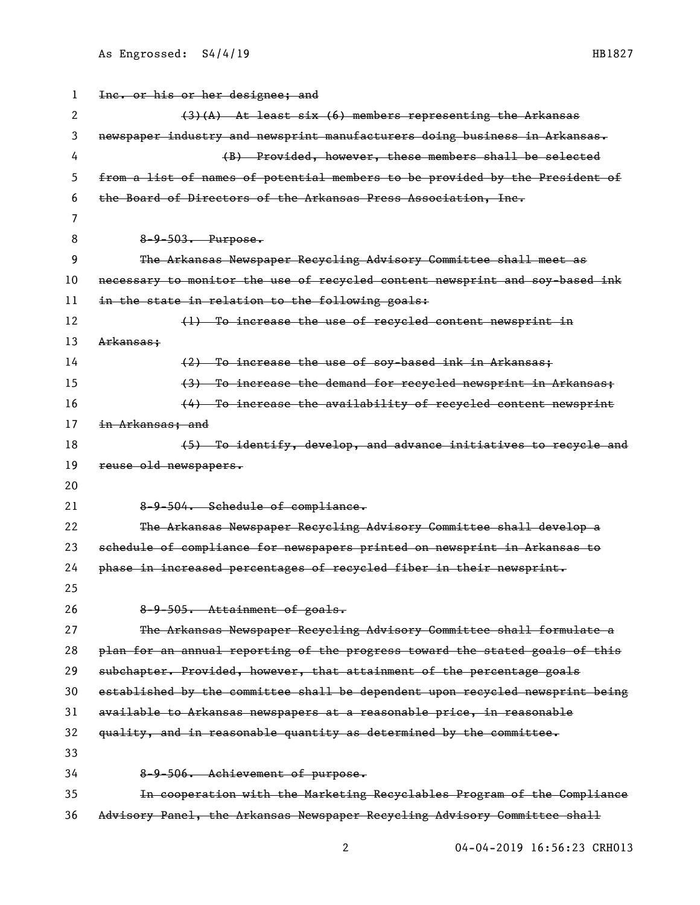~~Inc. or his or her designee; and~~

~~(3)(A) At least six (6) members representing the Arkansas newspaper industry and newsprint manufacturers doing business in Arkansas.~~

~~(B) Provided, however, these members shall be selected from a list of names of potential members to be provided by the President of the Board of Directors of the Arkansas Press Association, Inc.~~

~~8-9-503. Purpose.~~

~~The Arkansas Newspaper Recycling Advisory Committee shall meet as necessary to monitor the use of recycled content newsprint and soy-based ink in the state in relation to the following goals:~~

~~(1) To increase the use of recycled content newsprint in Arkansas;~~

~~(2) To increase the use of soy-based ink in Arkansas;~~

~~(3) To increase the demand for recycled newsprint in Arkansas;~~

~~(4) To increase the availability of recycled content newsprint in Arkansas; and~~

~~(5) To identify, develop, and advance initiatives to recycle and reuse old newspapers.~~

~~8-9-504. Schedule of compliance.~~

~~The Arkansas Newspaper Recycling Advisory Committee shall develop a schedule of compliance for newspapers printed on newsprint in Arkansas to phase in increased percentages of recycled fiber in their newsprint.~~

~~8-9-505. Attainment of goals.~~

~~The Arkansas Newspaper Recycling Advisory Committee shall formulate a plan for an annual reporting of the progress toward the stated goals of this subchapter. Provided, however, that attainment of the percentage goals established by the committee shall be dependent upon recycled newsprint being available to Arkansas newspapers at a reasonable price, in reasonable quality, and in reasonable quantity as determined by the committee.~~

~~8-9-506. Achievement of purpose.~~

~~In cooperation with the Marketing Recyclables Program of the Compliance Advisory Panel, the Arkansas Newspaper Recycling Advisory Committee shall~~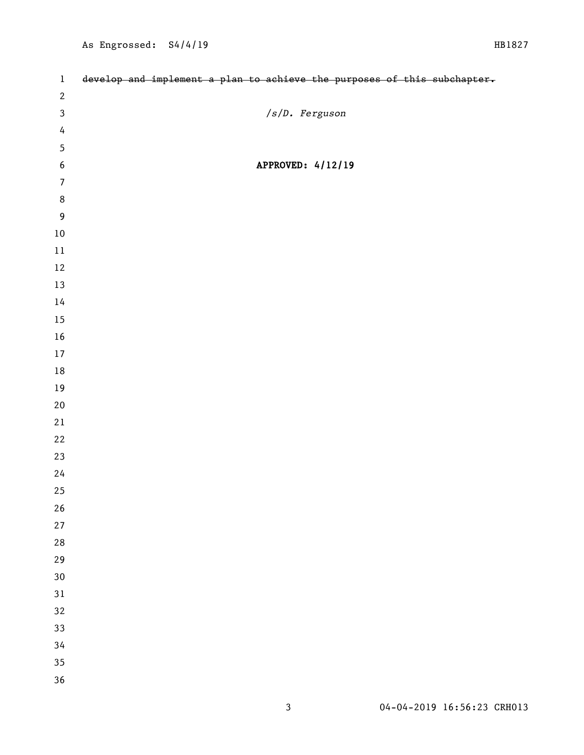~~develop and implement a plan to achieve the purposes of this subchapter.~~

*/s/D. Ferguson*

**APPROVED: 4/12/19**